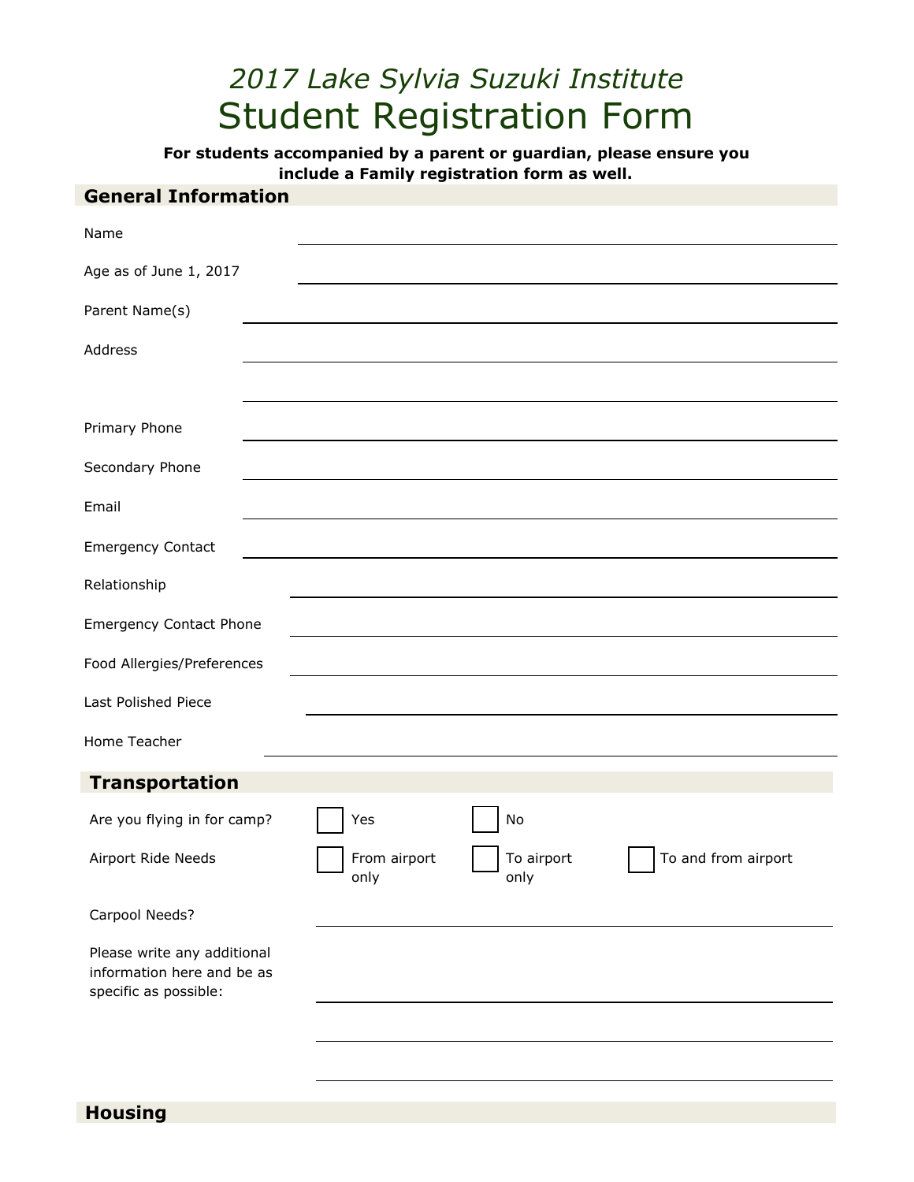# *2017 Lake Sylvia Suzuki Institute*
# Student Registration Form

**For students accompanied by a parent or guardian, please ensure you include a Family registration form as well.**

## General Information

Name \_\_\_\_\_\_\_\_\_\_\_\_\_\_\_\_\_\_\_\_\_\_\_\_\_\_\_\_\_\_\_\_\_\_\_\_\_\_\_\_

Age as of June 1, 2017 \_\_\_\_\_\_\_\_\_\_\_\_\_\_\_\_\_\_\_\_\_\_\_\_\_\_\_\_\_\_\_\_\_\_\_\_\_\_\_\_

Parent Name(s) \_\_\_\_\_\_\_\_\_\_\_\_\_\_\_\_\_\_\_\_\_\_\_\_\_\_\_\_\_\_\_\_\_\_\_\_\_\_\_\_

Address \_\_\_\_\_\_\_\_\_\_\_\_\_\_\_\_\_\_\_\_\_\_\_\_\_\_\_\_\_\_\_\_\_\_\_\_\_\_\_\_

\_\_\_\_\_\_\_\_\_\_\_\_\_\_\_\_\_\_\_\_\_\_\_\_\_\_\_\_\_\_\_\_\_\_\_\_\_\_\_\_

Primary Phone \_\_\_\_\_\_\_\_\_\_\_\_\_\_\_\_\_\_\_\_\_\_\_\_\_\_\_\_\_\_\_\_\_\_\_\_\_\_\_\_

Secondary Phone \_\_\_\_\_\_\_\_\_\_\_\_\_\_\_\_\_\_\_\_\_\_\_\_\_\_\_\_\_\_\_\_\_\_\_\_\_\_\_\_

Email \_\_\_\_\_\_\_\_\_\_\_\_\_\_\_\_\_\_\_\_\_\_\_\_\_\_\_\_\_\_\_\_\_\_\_\_\_\_\_\_

Emergency Contact \_\_\_\_\_\_\_\_\_\_\_\_\_\_\_\_\_\_\_\_\_\_\_\_\_\_\_\_\_\_\_\_\_\_\_\_\_\_\_\_

Relationship \_\_\_\_\_\_\_\_\_\_\_\_\_\_\_\_\_\_\_\_\_\_\_\_\_\_\_\_\_\_\_\_\_\_\_\_\_\_\_\_

Emergency Contact Phone \_\_\_\_\_\_\_\_\_\_\_\_\_\_\_\_\_\_\_\_\_\_\_\_\_\_\_\_\_\_\_\_\_\_\_\_\_\_\_\_

Food Allergies/Preferences \_\_\_\_\_\_\_\_\_\_\_\_\_\_\_\_\_\_\_\_\_\_\_\_\_\_\_\_\_\_\_\_\_\_\_\_\_\_\_\_

Last Polished Piece \_\_\_\_\_\_\_\_\_\_\_\_\_\_\_\_\_\_\_\_\_\_\_\_\_\_\_\_\_\_\_\_\_\_\_\_\_\_\_\_

Home Teacher \_\_\_\_\_\_\_\_\_\_\_\_\_\_\_\_\_\_\_\_\_\_\_\_\_\_\_\_\_\_\_\_\_\_\_\_\_\_\_\_

## Transportation

Are you flying in for camp? ☐ Yes ☐ No

Airport Ride Needs ☐ From airport only ☐ To airport only ☐ To and from airport

Carpool Needs? \_\_\_\_\_\_\_\_\_\_\_\_\_\_\_\_\_\_\_\_\_\_\_\_\_\_\_\_\_\_\_\_\_\_\_\_\_\_\_\_

Please write any additional information here and be as specific as possible: \_\_\_\_\_\_\_\_\_\_\_\_\_\_\_\_\_\_\_\_\_\_\_\_\_\_\_\_\_\_\_\_\_\_\_\_\_\_\_\_

\_\_\_\_\_\_\_\_\_\_\_\_\_\_\_\_\_\_\_\_\_\_\_\_\_\_\_\_\_\_\_\_\_\_\_\_\_\_\_\_

\_\_\_\_\_\_\_\_\_\_\_\_\_\_\_\_\_\_\_\_\_\_\_\_\_\_\_\_\_\_\_\_\_\_\_\_\_\_\_\_

## Housing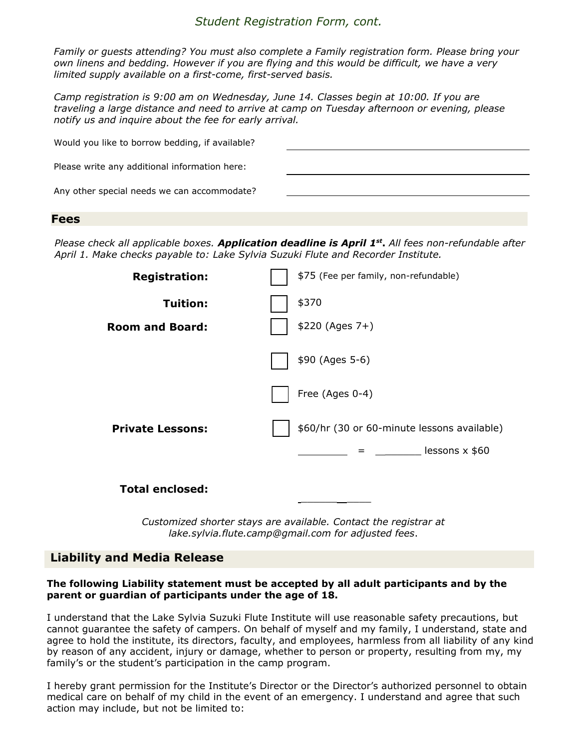*Student Registration Form, cont.*

*Family or guests attending? You must also complete a Family registration form. Please bring your own linens and bedding. However if you are flying and this would be difficult, we have a very limited supply available on a first-come, first-served basis.*

*Camp registration is 9:00 am on Wednesday, June 14. Classes begin at 10:00. If you are traveling a large distance and need to arrive at camp on Tuesday afternoon or evening, please notify us and inquire about the fee for early arrival.*

Would you like to borrow bedding, if available? ______________________

Please write any additional information here: ______________________

Any other special needs we can accommodate? ______________________

## Fees

*Please check all applicable boxes.* ***Application deadline is April 1st.*** *All fees non-refundable after April 1. Make checks payable to: Lake Sylvia Suzuki Flute and Recorder Institute.*

| | | |
|---|---|---|
| **Registration:** | ☐ | $75 (Fee per family, non-refundable) |
| **Tuition:** | ☐ | $370 |
| **Room and Board:** | ☐ | $220 (Ages 7+) |
| | ☐ | $90 (Ages 5-6) |
| | ☐ | Free (Ages 0-4) |
| **Private Lessons:** | ☐ | $60/hr (30 or 60-minute lessons available) |
| | | ________ = ________ lessons x $60 |
| **Total enclosed:** | | ____________ |

*Customized shorter stays are available. Contact the registrar at lake.sylvia.flute.camp@gmail.com for adjusted fees.*

## Liability and Media Release

**The following Liability statement must be accepted by all adult participants and by the parent or guardian of participants under the age of 18.**

I understand that the Lake Sylvia Suzuki Flute Institute will use reasonable safety precautions, but cannot guarantee the safety of campers. On behalf of myself and my family, I understand, state and agree to hold the institute, its directors, faculty, and employees, harmless from all liability of any kind by reason of any accident, injury or damage, whether to person or property, resulting from my, my family's or the student's participation in the camp program.

I hereby grant permission for the Institute's Director or the Director's authorized personnel to obtain medical care on behalf of my child in the event of an emergency. I understand and agree that such action may include, but not be limited to: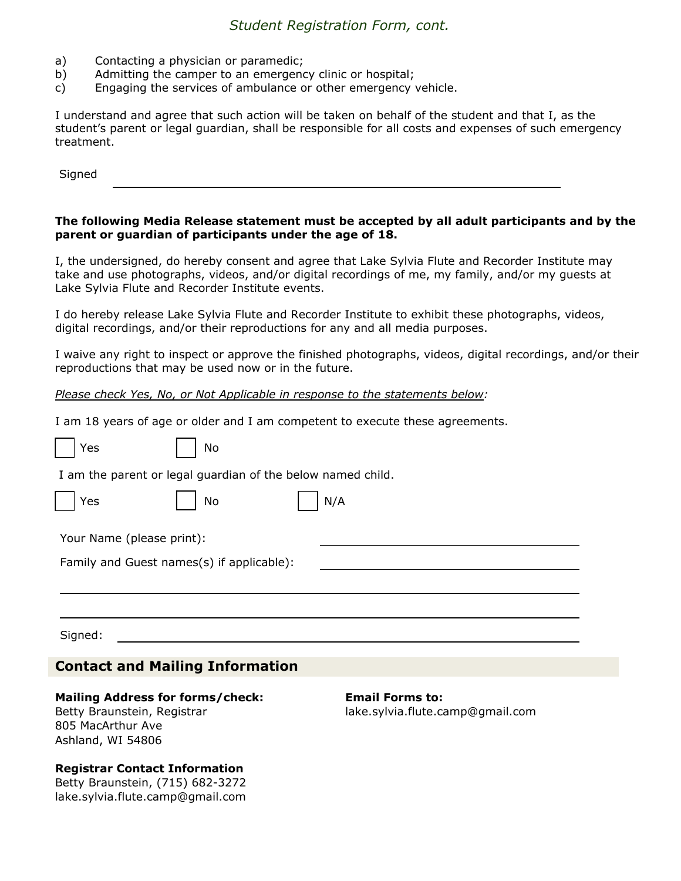*Student Registration Form, cont.*

a) Contacting a physician or paramedic;
b) Admitting the camper to an emergency clinic or hospital;
c) Engaging the services of ambulance or other emergency vehicle.

I understand and agree that such action will be taken on behalf of the student and that I, as the student's parent or legal guardian, shall be responsible for all costs and expenses of such emergency treatment.

Signed \_\_\_\_\_\_\_\_\_\_\_\_\_\_\_\_\_\_\_\_\_\_\_\_\_\_\_\_\_\_\_\_\_\_\_\_\_\_\_\_

**The following Media Release statement must be accepted by all adult participants and by the parent or guardian of participants under the age of 18.**

I, the undersigned, do hereby consent and agree that Lake Sylvia Flute and Recorder Institute may take and use photographs, videos, and/or digital recordings of me, my family, and/or my guests at Lake Sylvia Flute and Recorder Institute events.

I do hereby release Lake Sylvia Flute and Recorder Institute to exhibit these photographs, videos, digital recordings, and/or their reproductions for any and all media purposes.

I waive any right to inspect or approve the finished photographs, videos, digital recordings, and/or their reproductions that may be used now or in the future.

*Please check Yes, No, or Not Applicable in response to the statements below:*

I am 18 years of age or older and I am competent to execute these agreements.

☐ Yes ☐ No

I am the parent or legal guardian of the below named child.

☐ Yes ☐ No ☐ N/A

Your Name (please print): \_\_\_\_\_\_\_\_\_\_\_\_\_\_\_\_\_\_\_\_\_\_\_\_\_\_\_\_

Family and Guest names(s) if applicable: \_\_\_\_\_\_\_\_\_\_\_\_\_\_\_\_\_\_\_\_\_\_\_\_\_\_\_\_

\_\_\_\_\_\_\_\_\_\_\_\_\_\_\_\_\_\_\_\_\_\_\_\_\_\_\_\_\_\_\_\_\_\_\_\_\_\_\_\_\_\_\_\_\_\_\_\_\_\_\_\_\_\_\_\_

\_\_\_\_\_\_\_\_\_\_\_\_\_\_\_\_\_\_\_\_\_\_\_\_\_\_\_\_\_\_\_\_\_\_\_\_\_\_\_\_\_\_\_\_\_\_\_\_\_\_\_\_\_\_\_\_

Signed: \_\_\_\_\_\_\_\_\_\_\_\_\_\_\_\_\_\_\_\_\_\_\_\_\_\_\_\_\_\_\_\_\_\_\_\_\_\_\_\_

## Contact and Mailing Information

**Mailing Address for forms/check:**
Betty Braunstein, Registrar
805 MacArthur Ave
Ashland, WI 54806

**Email Forms to:**
lake.sylvia.flute.camp@gmail.com

**Registrar Contact Information**
Betty Braunstein, (715) 682-3272
lake.sylvia.flute.camp@gmail.com